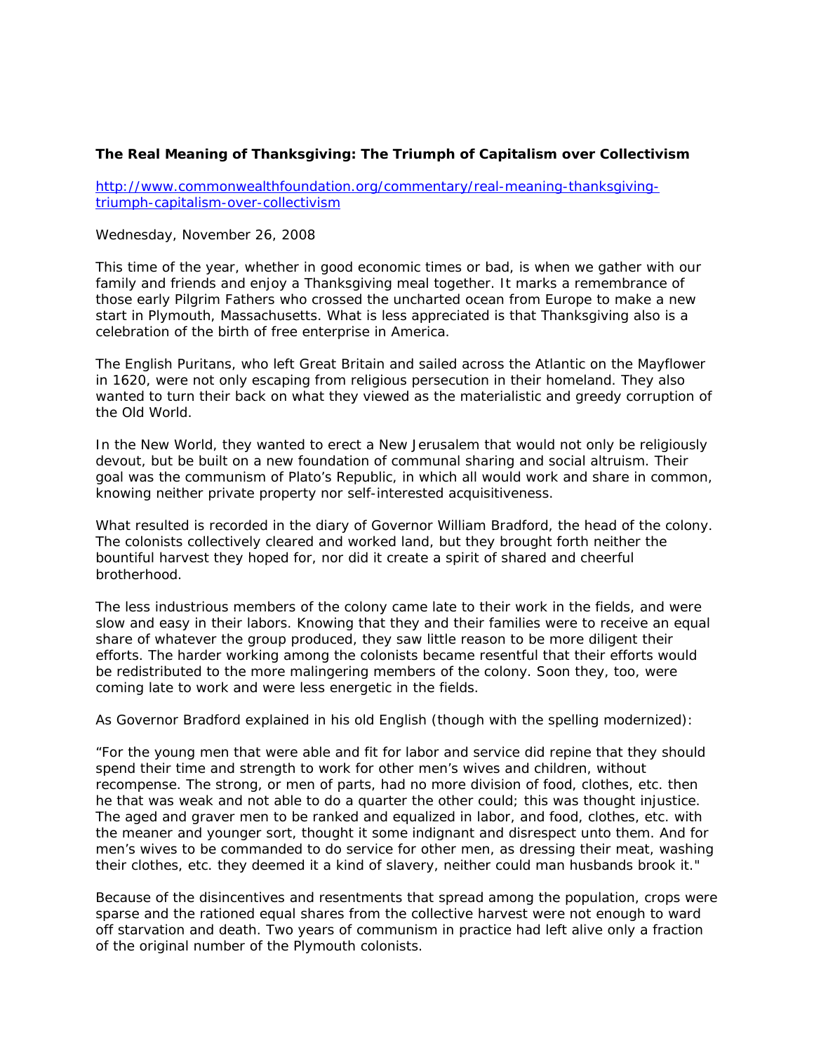**The Real Meaning of Thanksgiving: The Triumph of Capitalism over Collectivism**

http://www.commonwealthfoundation.org/commentary/real-meaning-thanksgiving-triumph-capitalism-over-collectivism

Wednesday, November 26, 2008

This time of the year, whether in good economic times or bad, is when we gather with our family and friends and enjoy a Thanksgiving meal together. It marks a remembrance of those early Pilgrim Fathers who crossed the uncharted ocean from Europe to make a new start in Plymouth, Massachusetts. What is less appreciated is that Thanksgiving also is a celebration of the birth of free enterprise in America.

The English Puritans, who left Great Britain and sailed across the Atlantic on the Mayflower in 1620, were not only escaping from religious persecution in their homeland. They also wanted to turn their back on what they viewed as the materialistic and greedy corruption of the Old World.

In the New World, they wanted to erect a New Jerusalem that would not only be religiously devout, but be built on a new foundation of communal sharing and social altruism. Their goal was the communism of Plato's Republic, in which all would work and share in common, knowing neither private property nor self-interested acquisitiveness.

What resulted is recorded in the diary of Governor William Bradford, the head of the colony. The colonists collectively cleared and worked land, but they brought forth neither the bountiful harvest they hoped for, nor did it create a spirit of shared and cheerful brotherhood.

The less industrious members of the colony came late to their work in the fields, and were slow and easy in their labors. Knowing that they and their families were to receive an equal share of whatever the group produced, they saw little reason to be more diligent their efforts. The harder working among the colonists became resentful that their efforts would be redistributed to the more malingering members of the colony. Soon they, too, were coming late to work and were less energetic in the fields.

As Governor Bradford explained in his old English (though with the spelling modernized):

"For the young men that were able and fit for labor and service did repine that they should spend their time and strength to work for other men's wives and children, without recompense. The strong, or men of parts, had no more division of food, clothes, etc. then he that was weak and not able to do a quarter the other could; this was thought injustice. The aged and graver men to be ranked and equalized in labor, and food, clothes, etc. with the meaner and younger sort, thought it some indignant and disrespect unto them. And for men's wives to be commanded to do service for other men, as dressing their meat, washing their clothes, etc. they deemed it a kind of slavery, neither could man husbands brook it."

Because of the disincentives and resentments that spread among the population, crops were sparse and the rationed equal shares from the collective harvest were not enough to ward off starvation and death. Two years of communism in practice had left alive only a fraction of the original number of the Plymouth colonists.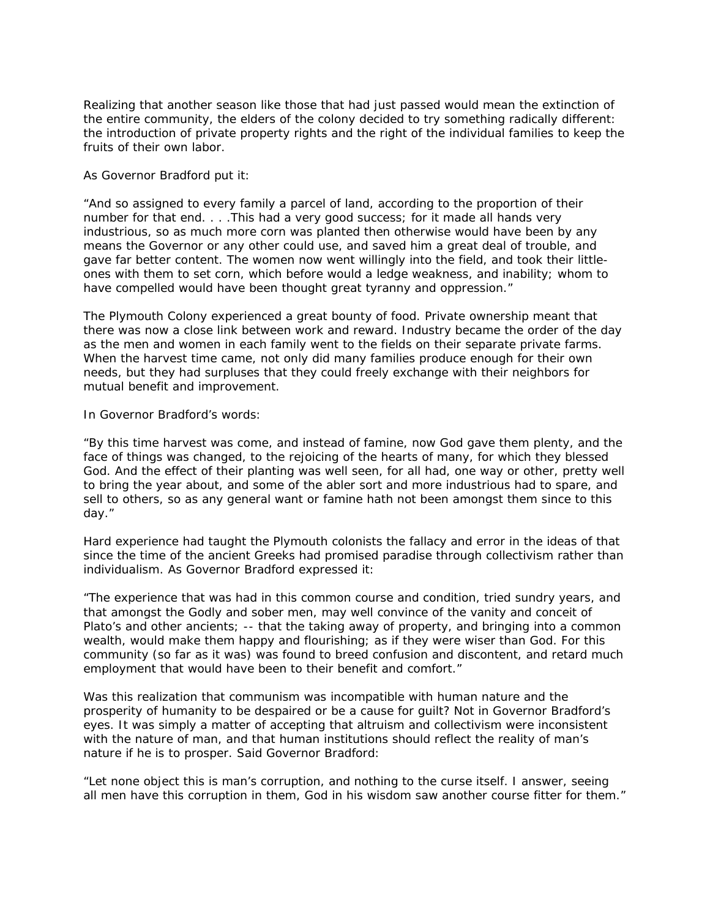Realizing that another season like those that had just passed would mean the extinction of the entire community, the elders of the colony decided to try something radically different: the introduction of private property rights and the right of the individual families to keep the fruits of their own labor.

As Governor Bradford put it:

"And so assigned to every family a parcel of land, according to the proportion of their number for that end. . . .This had a very good success; for it made all hands very industrious, so as much more corn was planted then otherwise would have been by any means the Governor or any other could use, and saved him a great deal of trouble, and gave far better content. The women now went willingly into the field, and took their little-ones with them to set corn, which before would a ledge weakness, and inability; whom to have compelled would have been thought great tyranny and oppression."

The Plymouth Colony experienced a great bounty of food. Private ownership meant that there was now a close link between work and reward. Industry became the order of the day as the men and women in each family went to the fields on their separate private farms. When the harvest time came, not only did many families produce enough for their own needs, but they had surpluses that they could freely exchange with their neighbors for mutual benefit and improvement.

In Governor Bradford's words:

"By this time harvest was come, and instead of famine, now God gave them plenty, and the face of things was changed, to the rejoicing of the hearts of many, for which they blessed God. And the effect of their planting was well seen, for all had, one way or other, pretty well to bring the year about, and some of the abler sort and more industrious had to spare, and sell to others, so as any general want or famine hath not been amongst them since to this day."

Hard experience had taught the Plymouth colonists the fallacy and error in the ideas of that since the time of the ancient Greeks had promised paradise through collectivism rather than individualism. As Governor Bradford expressed it:

"The experience that was had in this common course and condition, tried sundry years, and that amongst the Godly and sober men, may well convince of the vanity and conceit of Plato's and other ancients; -- that the taking away of property, and bringing into a common wealth, would make them happy and flourishing; as if they were wiser than God. For this community (so far as it was) was found to breed confusion and discontent, and retard much employment that would have been to their benefit and comfort."

Was this realization that communism was incompatible with human nature and the prosperity of humanity to be despaired or be a cause for guilt? Not in Governor Bradford's eyes. It was simply a matter of accepting that altruism and collectivism were inconsistent with the nature of man, and that human institutions should reflect the reality of man's nature if he is to prosper. Said Governor Bradford:

"Let none object this is man's corruption, and nothing to the curse itself. I answer, seeing all men have this corruption in them, God in his wisdom saw another course fitter for them."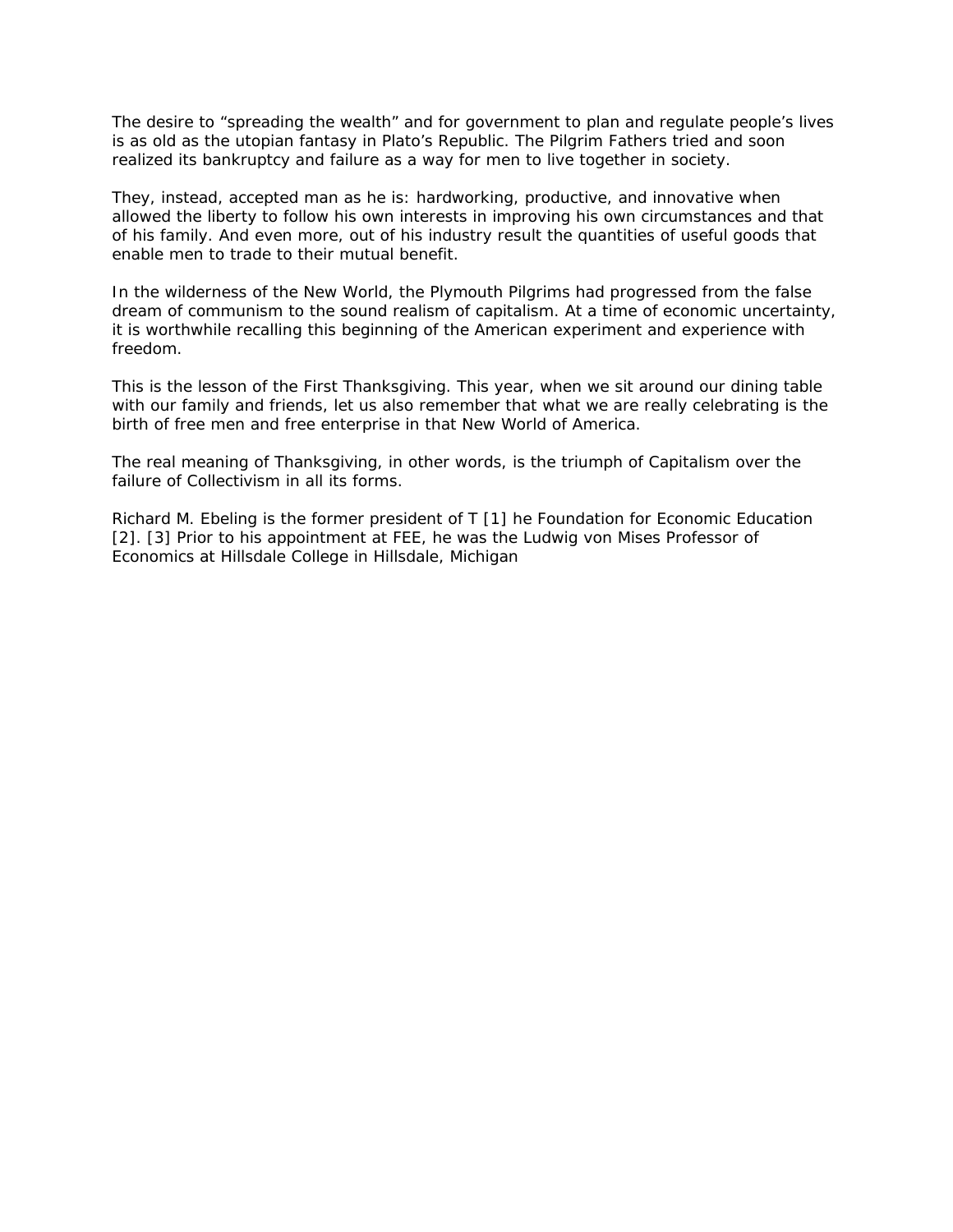The desire to "spreading the wealth" and for government to plan and regulate people's lives is as old as the utopian fantasy in Plato's Republic. The Pilgrim Fathers tried and soon realized its bankruptcy and failure as a way for men to live together in society.

They, instead, accepted man as he is: hardworking, productive, and innovative when allowed the liberty to follow his own interests in improving his own circumstances and that of his family. And even more, out of his industry result the quantities of useful goods that enable men to trade to their mutual benefit.

In the wilderness of the New World, the Plymouth Pilgrims had progressed from the false dream of communism to the sound realism of capitalism. At a time of economic uncertainty, it is worthwhile recalling this beginning of the American experiment and experience with freedom.

This is the lesson of the First Thanksgiving. This year, when we sit around our dining table with our family and friends, let us also remember that what we are really celebrating is the birth of free men and free enterprise in that New World of America.

The real meaning of Thanksgiving, in other words, is the triumph of Capitalism over the failure of Collectivism in all its forms.

Richard M. Ebeling is the former president of T [1] he Foundation for Economic Education [2]. [3] Prior to his appointment at FEE, he was the Ludwig von Mises Professor of Economics at Hillsdale College in Hillsdale, Michigan